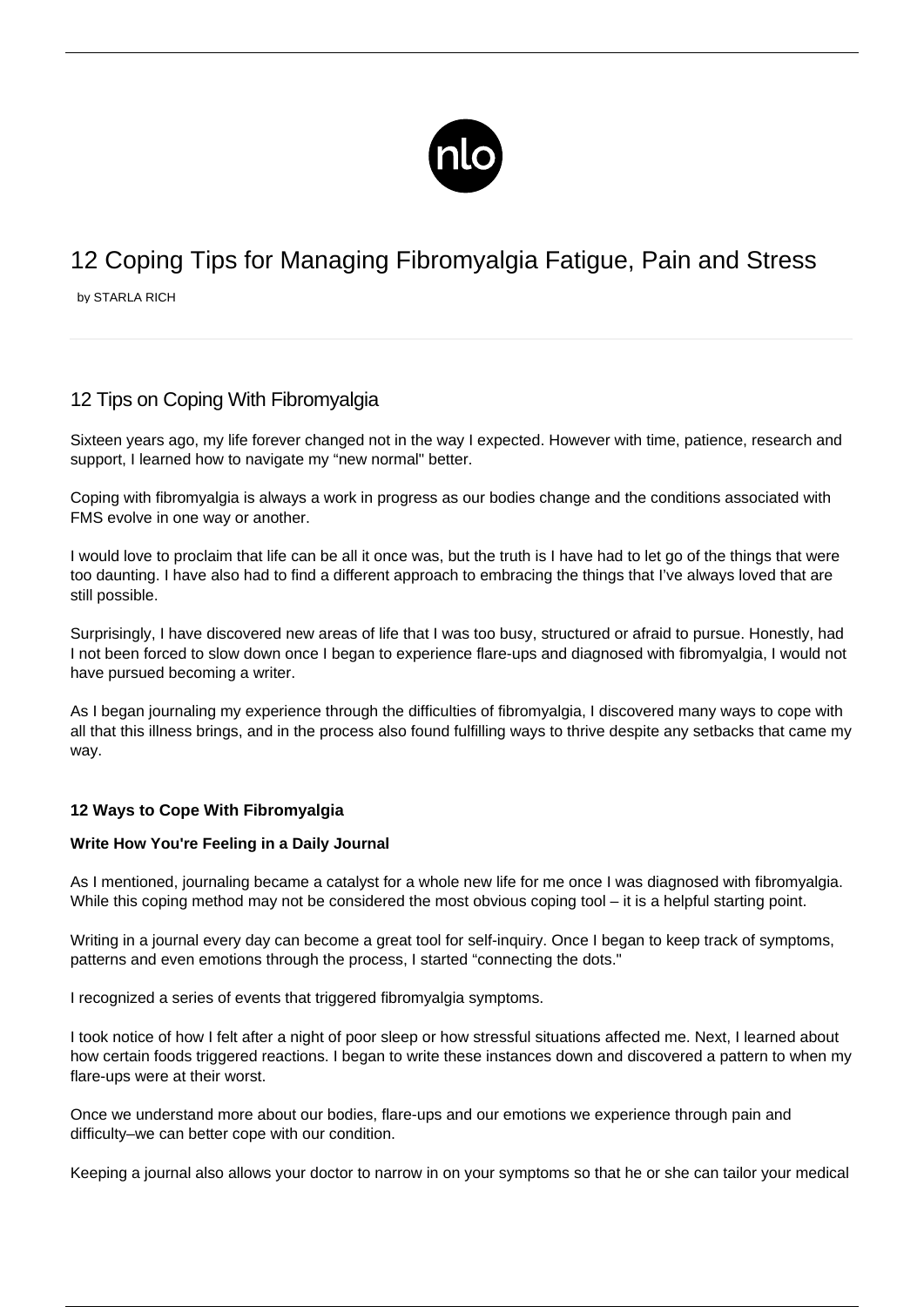# 12 Coping Tips for Managing Fibromyalgia Fatigue, Pain and Stress

by STARLA RICH

## 12 Tips on Coping With Fibromyalgia

Sixteen years ago, my life forever changed not in the way I expected. However with time, patience, research and support, I learned how to navigate my "new normal" better.

Coping with fibromyalgia is always a work in progress as our bodies change and the conditions associated with FMS evolve in one way or another.

I would love to proclaim that life can be all it once was, but the truth is I have had to let go of the things that were too daunting. I have also had to find a different approach to embracing the things that I've always loved that are still possible.

Surprisingly, I have discovered new areas of life that I was too busy, structured or afraid to pursue. Honestly, had I not been forced to slow down once I began to experience flare-ups and diagnosed with fibromyalgia, I would not have pursued becoming a writer.

As I began journaling my experience through the difficulties of fibromyalgia, I discovered many ways to cope with all that this illness brings, and in the process also found fulfilling ways to thrive despite any setbacks that came my way.

**12 Ways to Cope With Fibromyalgia**

**Write How You're Feeling in a Daily Journal**

As I mentioned, journaling became a catalyst for a whole new life for me once I was diagnosed with fibromyalgia. While this coping method may not be considered the most obvious coping tool – it is a helpful starting point.

Writing in a journal every day can become a great tool for self-inquiry. Once I began to keep track of symptoms, patterns and even emotions through the process, I started "connecting the dots."

I recognized a series of events that triggered fibromyalgia symptoms.

I took notice of how I felt after a night of poor sleep or how stressful situations affected me. Next, I learned about how certain foods triggered reactions. I began to write these instances down and discovered a pattern to when my flare-ups were at their worst.

Once we understand more about our bodies, flare-ups and our emotions we experience through pain and difficulty–we can better cope with our condition.

Keeping a journal also allows your doctor to narrow in on your symptoms so that he or she can tailor your medical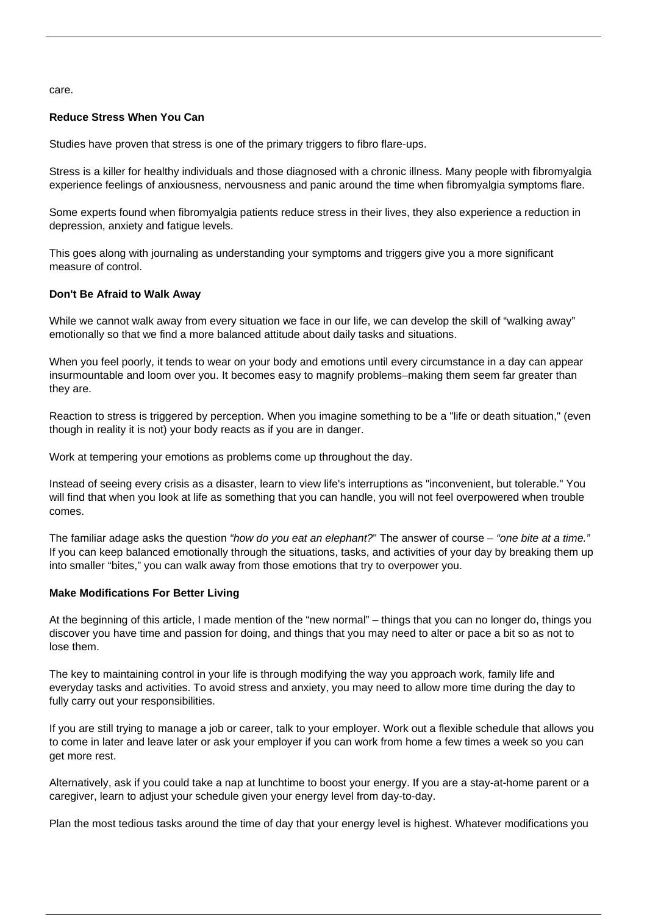care.

**Reduce Stress When You Can**

Studies have proven that stress is one of the primary triggers to fibro flare-ups.

Stress is a killer for healthy individuals and those diagnosed with a chronic illness. Many people with fibromyalgia experience feelings of anxiousness, nervousness and panic around the time when fibromyalgia symptoms flare.

Some experts found when fibromyalgia patients reduce stress in their lives, they also experience a reduction in depression, anxiety and fatigue levels.

This goes along with journaling as understanding your symptoms and triggers give you a more significant measure of control.

**Don't Be Afraid to Walk Away**

While we cannot walk away from every situation we face in our life, we can develop the skill of "walking away" emotionally so that we find a more balanced attitude about daily tasks and situations.

When you feel poorly, it tends to wear on your body and emotions until every circumstance in a day can appear insurmountable and loom over you. It becomes easy to magnify problems–making them seem far greater than they are.

Reaction to stress is triggered by perception. When you imagine something to be a "life or death situation," (even though in reality it is not) your body reacts as if you are in danger.

Work at tempering your emotions as problems come up throughout the day.

Instead of seeing every crisis as a disaster, learn to view life's interruptions as "inconvenient, but tolerable." You will find that when you look at life as something that you can handle, you will not feel overpowered when trouble comes.

The familiar adage asks the question *"how do you eat an elephant?*" The answer of course – *"one bite at a time."* If you can keep balanced emotionally through the situations, tasks, and activities of your day by breaking them up into smaller "bites," you can walk away from those emotions that try to overpower you.

**Make Modifications For Better Living**

At the beginning of this article, I made mention of the "new normal" – things that you can no longer do, things you discover you have time and passion for doing, and things that you may need to alter or pace a bit so as not to lose them.

The key to maintaining control in your life is through modifying the way you approach work, family life and everyday tasks and activities. To avoid stress and anxiety, you may need to allow more time during the day to fully carry out your responsibilities.

If you are still trying to manage a job or career, talk to your employer. Work out a flexible schedule that allows you to come in later and leave later or ask your employer if you can work from home a few times a week so you can get more rest.

Alternatively, ask if you could take a nap at lunchtime to boost your energy. If you are a stay-at-home parent or a caregiver, learn to adjust your schedule given your energy level from day-to-day.

Plan the most tedious tasks around the time of day that your energy level is highest. Whatever modifications you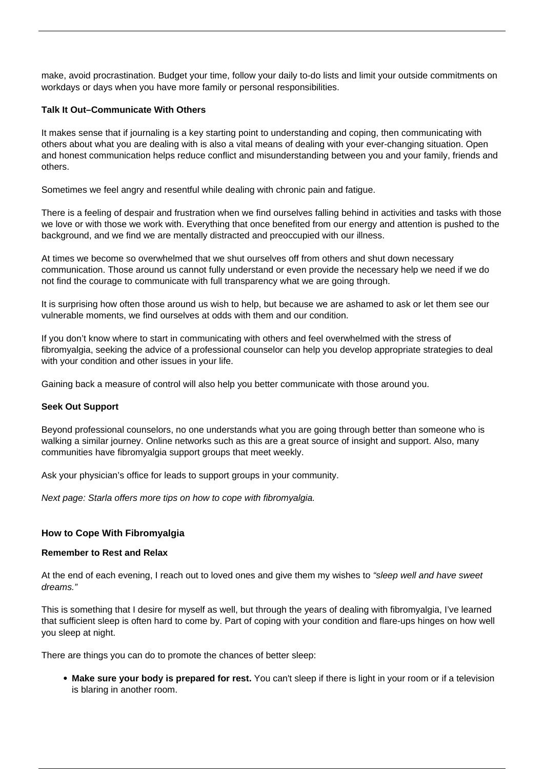make, avoid procrastination. Budget your time, follow your daily to-do lists and limit your outside commitments on workdays or days when you have more family or personal responsibilities.

**Talk It Out–Communicate With Others**

It makes sense that if journaling is a key starting point to understanding and coping, then communicating with others about what you are dealing with is also a vital means of dealing with your ever-changing situation. Open and honest communication helps reduce conflict and misunderstanding between you and your family, friends and others.

Sometimes we feel angry and resentful while dealing with chronic pain and fatigue.

There is a feeling of despair and frustration when we find ourselves falling behind in activities and tasks with those we love or with those we work with. Everything that once benefited from our energy and attention is pushed to the background, and we find we are mentally distracted and preoccupied with our illness.

At times we become so overwhelmed that we shut ourselves off from others and shut down necessary communication. Those around us cannot fully understand or even provide the necessary help we need if we do not find the courage to communicate with full transparency what we are going through.

It is surprising how often those around us wish to help, but because we are ashamed to ask or let them see our vulnerable moments, we find ourselves at odds with them and our condition.

If you don't know where to start in communicating with others and feel overwhelmed with the stress of fibromyalgia, seeking the advice of a professional counselor can help you develop appropriate strategies to deal with your condition and other issues in your life.

Gaining back a measure of control will also help you better communicate with those around you.

**Seek Out Support**

Beyond professional counselors, no one understands what you are going through better than someone who is walking a similar journey. Online networks such as this are a great source of insight and support. Also, many communities have fibromyalgia support groups that meet weekly.

Ask your physician's office for leads to support groups in your community.

*Next page: Starla offers more tips on how to cope with fibromyalgia.*

**How to Cope With Fibromyalgia**

**Remember to Rest and Relax**

At the end of each evening, I reach out to loved ones and give them my wishes to *"sleep well and have sweet dreams."*

This is something that I desire for myself as well, but through the years of dealing with fibromyalgia, I've learned that sufficient sleep is often hard to come by. Part of coping with your condition and flare-ups hinges on how well you sleep at night.

There are things you can do to promote the chances of better sleep:

- **Make sure your body is prepared for rest.** You can't sleep if there is light in your room or if a television is blaring in another room.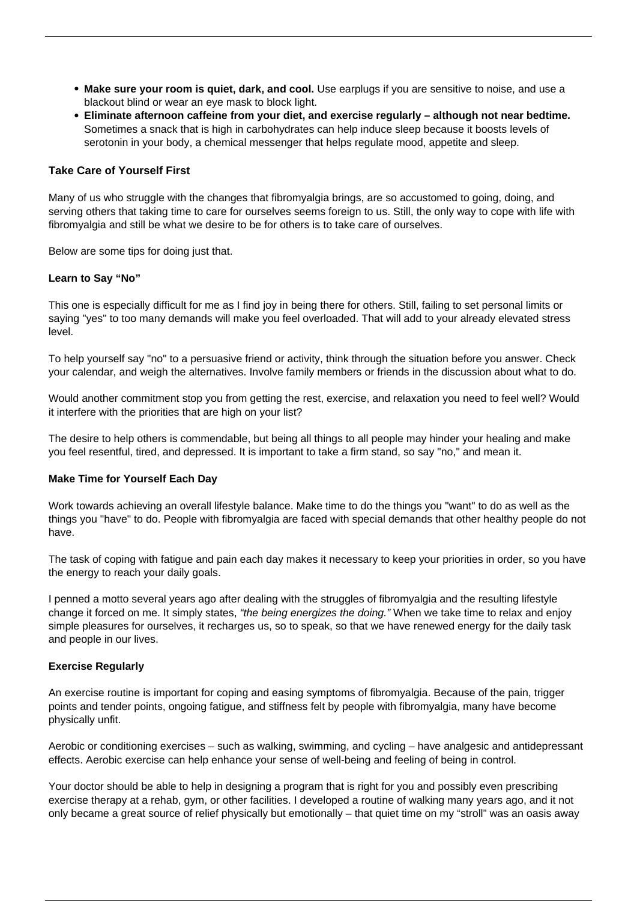- **Make sure your room is quiet, dark, and cool.** Use earplugs if you are sensitive to noise, and use a blackout blind or wear an eye mask to block light.
- **Eliminate afternoon caffeine from your diet, and exercise regularly – although not near bedtime.** Sometimes a snack that is high in carbohydrates can help induce sleep because it boosts levels of serotonin in your body, a chemical messenger that helps regulate mood, appetite and sleep.

**Take Care of Yourself First**

Many of us who struggle with the changes that fibromyalgia brings, are so accustomed to going, doing, and serving others that taking time to care for ourselves seems foreign to us. Still, the only way to cope with life with fibromyalgia and still be what we desire to be for others is to take care of ourselves.

Below are some tips for doing just that.

**Learn to Say "No"**

This one is especially difficult for me as I find joy in being there for others. Still, failing to set personal limits or saying "yes" to too many demands will make you feel overloaded. That will add to your already elevated stress level.

To help yourself say "no" to a persuasive friend or activity, think through the situation before you answer. Check your calendar, and weigh the alternatives. Involve family members or friends in the discussion about what to do.

Would another commitment stop you from getting the rest, exercise, and relaxation you need to feel well? Would it interfere with the priorities that are high on your list?

The desire to help others is commendable, but being all things to all people may hinder your healing and make you feel resentful, tired, and depressed. It is important to take a firm stand, so say "no," and mean it.

**Make Time for Yourself Each Day**

Work towards achieving an overall lifestyle balance. Make time to do the things you "want" to do as well as the things you "have" to do. People with fibromyalgia are faced with special demands that other healthy people do not have.

The task of coping with fatigue and pain each day makes it necessary to keep your priorities in order, so you have the energy to reach your daily goals.

I penned a motto several years ago after dealing with the struggles of fibromyalgia and the resulting lifestyle change it forced on me. It simply states, *"the being energizes the doing."* When we take time to relax and enjoy simple pleasures for ourselves, it recharges us, so to speak, so that we have renewed energy for the daily task and people in our lives.

**Exercise Regularly**

An exercise routine is important for coping and easing symptoms of fibromyalgia. Because of the pain, trigger points and tender points, ongoing fatigue, and stiffness felt by people with fibromyalgia, many have become physically unfit.

Aerobic or conditioning exercises – such as walking, swimming, and cycling – have analgesic and antidepressant effects. Aerobic exercise can help enhance your sense of well-being and feeling of being in control.

Your doctor should be able to help in designing a program that is right for you and possibly even prescribing exercise therapy at a rehab, gym, or other facilities. I developed a routine of walking many years ago, and it not only became a great source of relief physically but emotionally – that quiet time on my "stroll" was an oasis away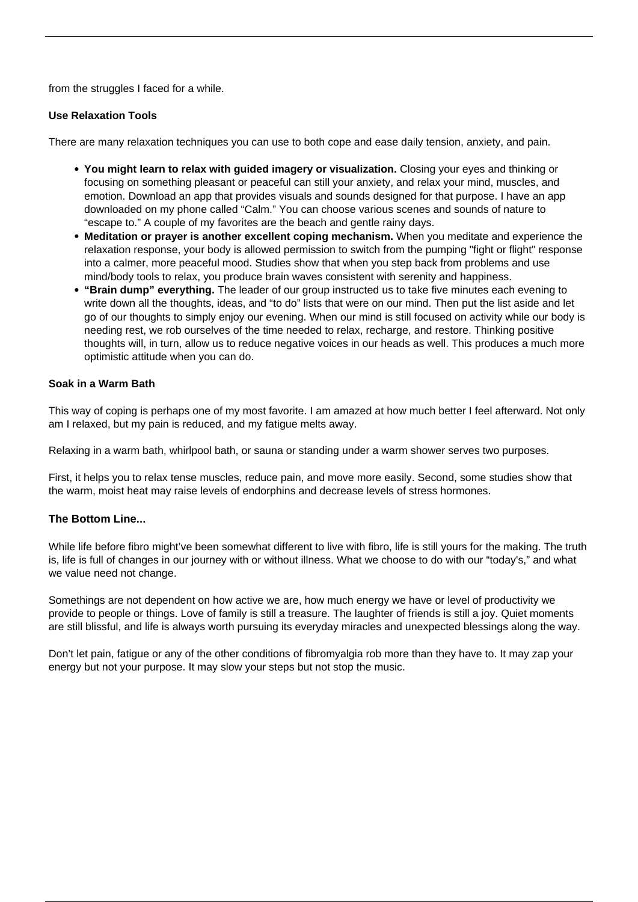from the struggles I faced for a while.

**Use Relaxation Tools**

There are many relaxation techniques you can use to both cope and ease daily tension, anxiety, and pain.

- **You might learn to relax with guided imagery or visualization.** Closing your eyes and thinking or focusing on something pleasant or peaceful can still your anxiety, and relax your mind, muscles, and emotion. Download an app that provides visuals and sounds designed for that purpose. I have an app downloaded on my phone called "Calm." You can choose various scenes and sounds of nature to "escape to." A couple of my favorites are the beach and gentle rainy days.
- **Meditation or prayer is another excellent coping mechanism.** When you meditate and experience the relaxation response, your body is allowed permission to switch from the pumping "fight or flight" response into a calmer, more peaceful mood. Studies show that when you step back from problems and use mind/body tools to relax, you produce brain waves consistent with serenity and happiness.
- **"Brain dump" everything.** The leader of our group instructed us to take five minutes each evening to write down all the thoughts, ideas, and "to do" lists that were on our mind. Then put the list aside and let go of our thoughts to simply enjoy our evening. When our mind is still focused on activity while our body is needing rest, we rob ourselves of the time needed to relax, recharge, and restore. Thinking positive thoughts will, in turn, allow us to reduce negative voices in our heads as well. This produces a much more optimistic attitude when you can do.

**Soak in a Warm Bath**

This way of coping is perhaps one of my most favorite. I am amazed at how much better I feel afterward. Not only am I relaxed, but my pain is reduced, and my fatigue melts away.

Relaxing in a warm bath, whirlpool bath, or sauna or standing under a warm shower serves two purposes.

First, it helps you to relax tense muscles, reduce pain, and move more easily. Second, some studies show that the warm, moist heat may raise levels of endorphins and decrease levels of stress hormones.

**The Bottom Line...**

While life before fibro might've been somewhat different to live with fibro, life is still yours for the making. The truth is, life is full of changes in our journey with or without illness. What we choose to do with our "today's," and what we value need not change.

Somethings are not dependent on how active we are, how much energy we have or level of productivity we provide to people or things. Love of family is still a treasure. The laughter of friends is still a joy. Quiet moments are still blissful, and life is always worth pursuing its everyday miracles and unexpected blessings along the way.

Don't let pain, fatigue or any of the other conditions of fibromyalgia rob more than they have to. It may zap your energy but not your purpose. It may slow your steps but not stop the music.